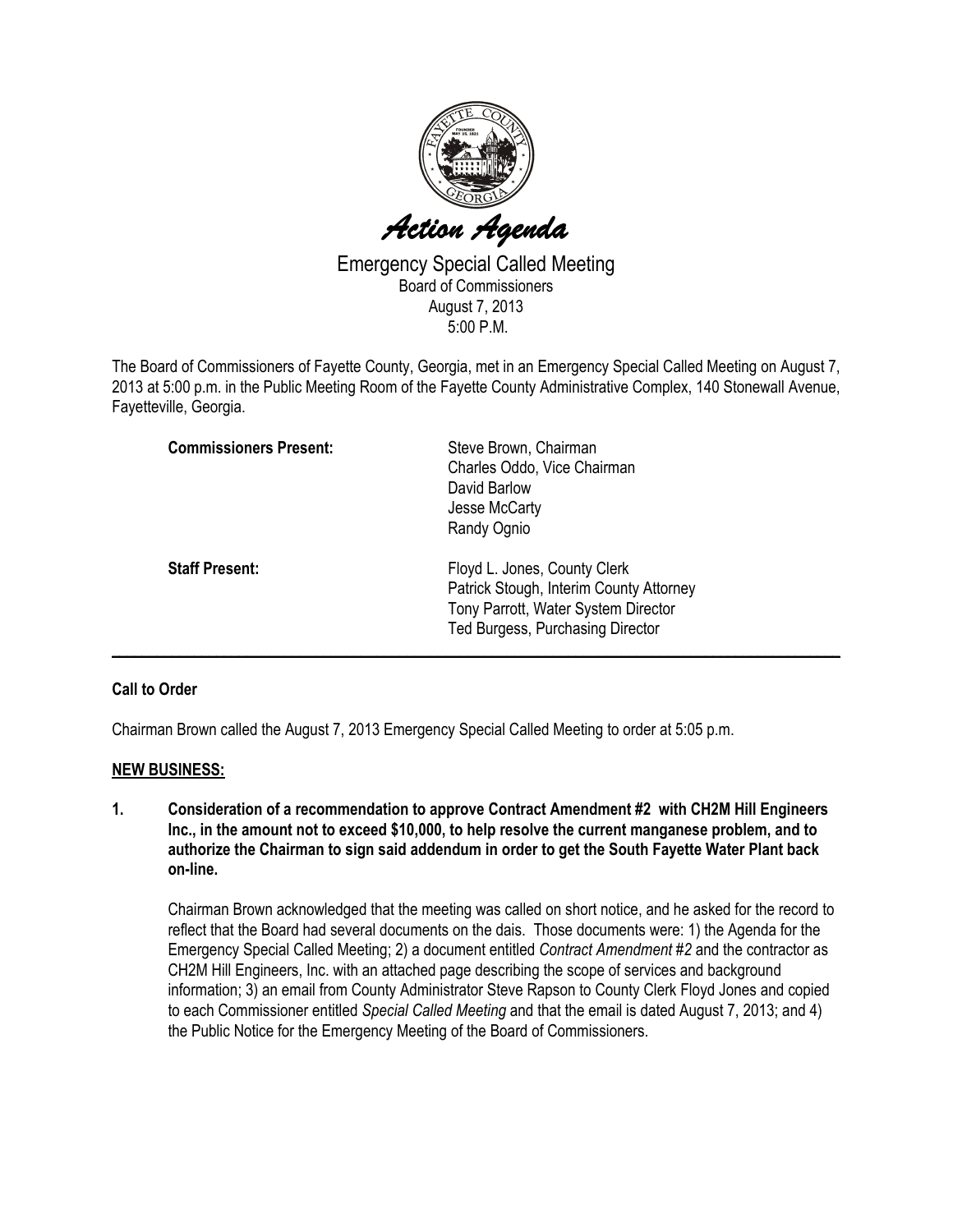# Action Agenda

## Emergency Special Called Meeting

Board of Commissioners
August 7, 2013
5:00 P.M.

The Board of Commissioners of Fayette County, Georgia, met in an Emergency Special Called Meeting on August 7, 2013 at 5:00 p.m. in the Public Meeting Room of the Fayette County Administrative Complex, 140 Stonewall Avenue, Fayetteville, Georgia.

**Commissioners Present:**
Steve Brown, Chairman
Charles Oddo, Vice Chairman
David Barlow
Jesse McCarty
Randy Ognio

**Staff Present:**
Floyd L. Jones, County Clerk
Patrick Stough, Interim County Attorney
Tony Parrott, Water System Director
Ted Burgess, Purchasing Director

---

**Call to Order**

Chairman Brown called the August 7, 2013 Emergency Special Called Meeting to order at 5:05 p.m.

**NEW BUSINESS:**

**1. Consideration of a recommendation to approve Contract Amendment #2 with CH2M Hill Engineers Inc., in the amount not to exceed $10,000, to help resolve the current manganese problem, and to authorize the Chairman to sign said addendum in order to get the South Fayette Water Plant back on-line.**

Chairman Brown acknowledged that the meeting was called on short notice, and he asked for the record to reflect that the Board had several documents on the dais. Those documents were: 1) the Agenda for the Emergency Special Called Meeting; 2) a document entitled *Contract Amendment #2* and the contractor as CH2M Hill Engineers, Inc. with an attached page describing the scope of services and background information; 3) an email from County Administrator Steve Rapson to County Clerk Floyd Jones and copied to each Commissioner entitled *Special Called Meeting* and that the email is dated August 7, 2013; and 4) the Public Notice for the Emergency Meeting of the Board of Commissioners.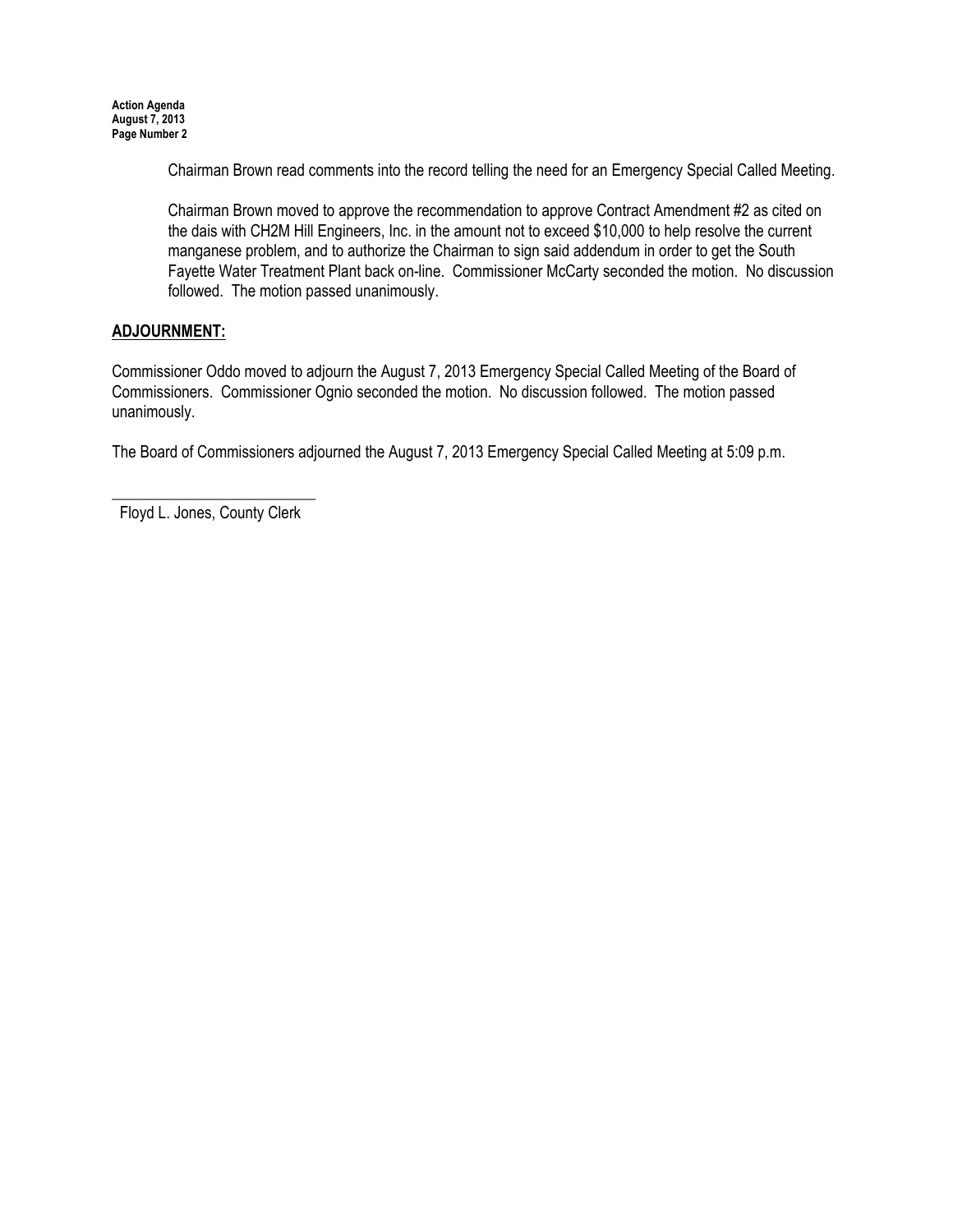Chairman Brown read comments into the record telling the need for an Emergency Special Called Meeting.

Chairman Brown moved to approve the recommendation to approve Contract Amendment #2 as cited on the dais with CH2M Hill Engineers, Inc. in the amount not to exceed $10,000 to help resolve the current manganese problem, and to authorize the Chairman to sign said addendum in order to get the South Fayette Water Treatment Plant back on-line. Commissioner McCarty seconded the motion. No discussion followed. The motion passed unanimously.

**ADJOURNMENT:**

Commissioner Oddo moved to adjourn the August 7, 2013 Emergency Special Called Meeting of the Board of Commissioners. Commissioner Ognio seconded the motion. No discussion followed. The motion passed unanimously.

The Board of Commissioners adjourned the August 7, 2013 Emergency Special Called Meeting at 5:09 p.m.

___________________________

Floyd L. Jones, County Clerk